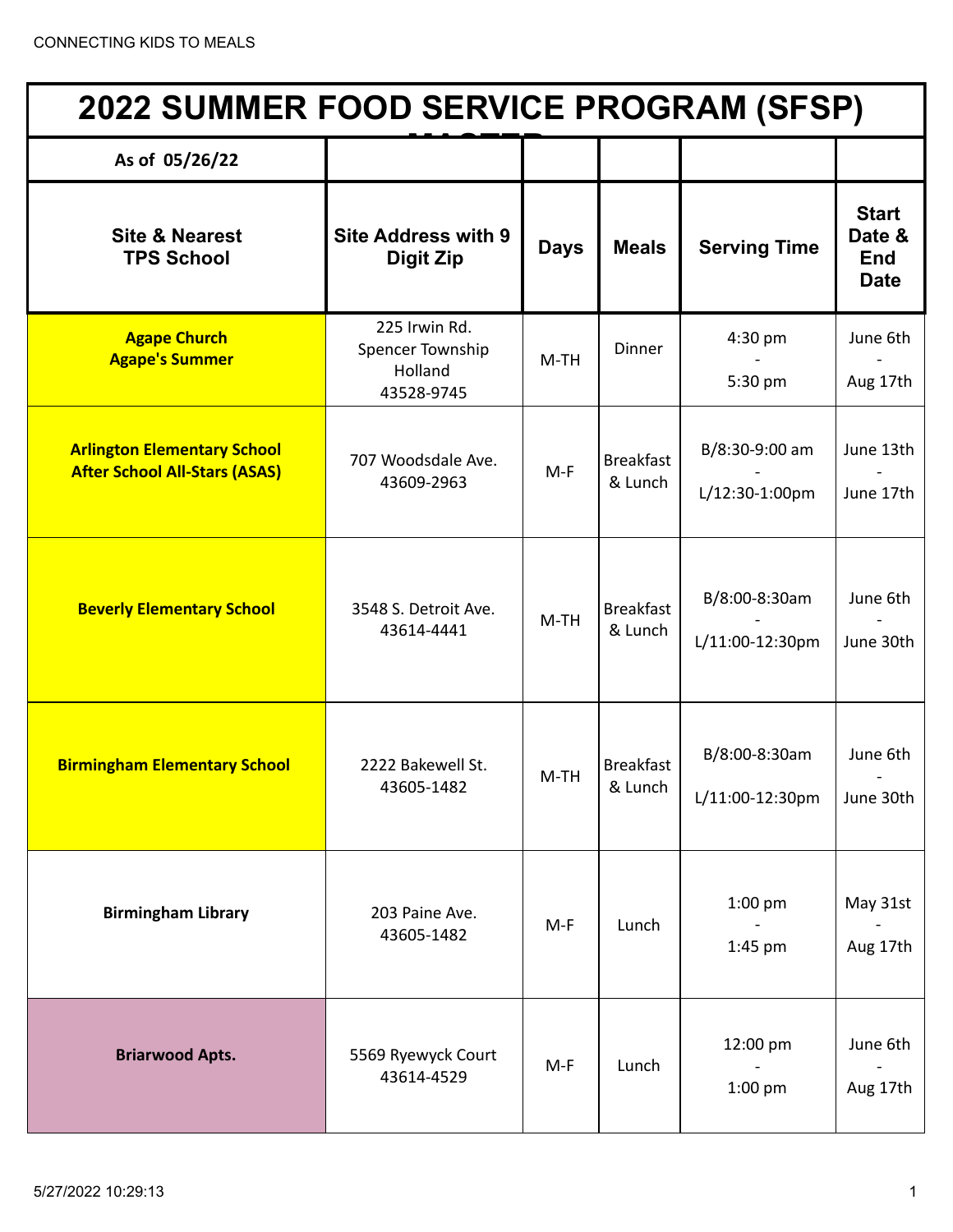# 2022 SUMMER FOOD SERVICE PROGRAM (SFSP) MASTER

As of 05/26/22

| Site & Nearest TPS School | Site Address with 9 Digit Zip | Days | Meals | Serving Time | Start Date & End Date |
|---|---|---|---|---|---|
| **Agape Church Agape's Summer** | 225 Irwin Rd. Spencer Township Holland 43528-9745 | M-TH | Dinner | 4:30 pm - 5:30 pm | June 6th - Aug 17th |
| **Arlington Elementary School After School All-Stars (ASAS)** | 707 Woodsdale Ave. 43609-2963 | M-F | Breakfast & Lunch | B/8:30-9:00 am - L/12:30-1:00pm | June 13th - June 17th |
| **Beverly Elementary School** | 3548 S. Detroit Ave. 43614-4441 | M-TH | Breakfast & Lunch | B/8:00-8:30am - L/11:00-12:30pm | June 6th - June 30th |
| **Birmingham Elementary School** | 2222 Bakewell St. 43605-1482 | M-TH | Breakfast & Lunch | B/8:00-8:30am - L/11:00-12:30pm | June 6th - June 30th |
| **Birmingham Library** | 203 Paine Ave. 43605-1482 | M-F | Lunch | 1:00 pm - 1:45 pm | May 31st - Aug 17th |
| **Briarwood Apts.** | 5569 Ryewyck Court 43614-4529 | M-F | Lunch | 12:00 pm - 1:00 pm | June 6th - Aug 17th |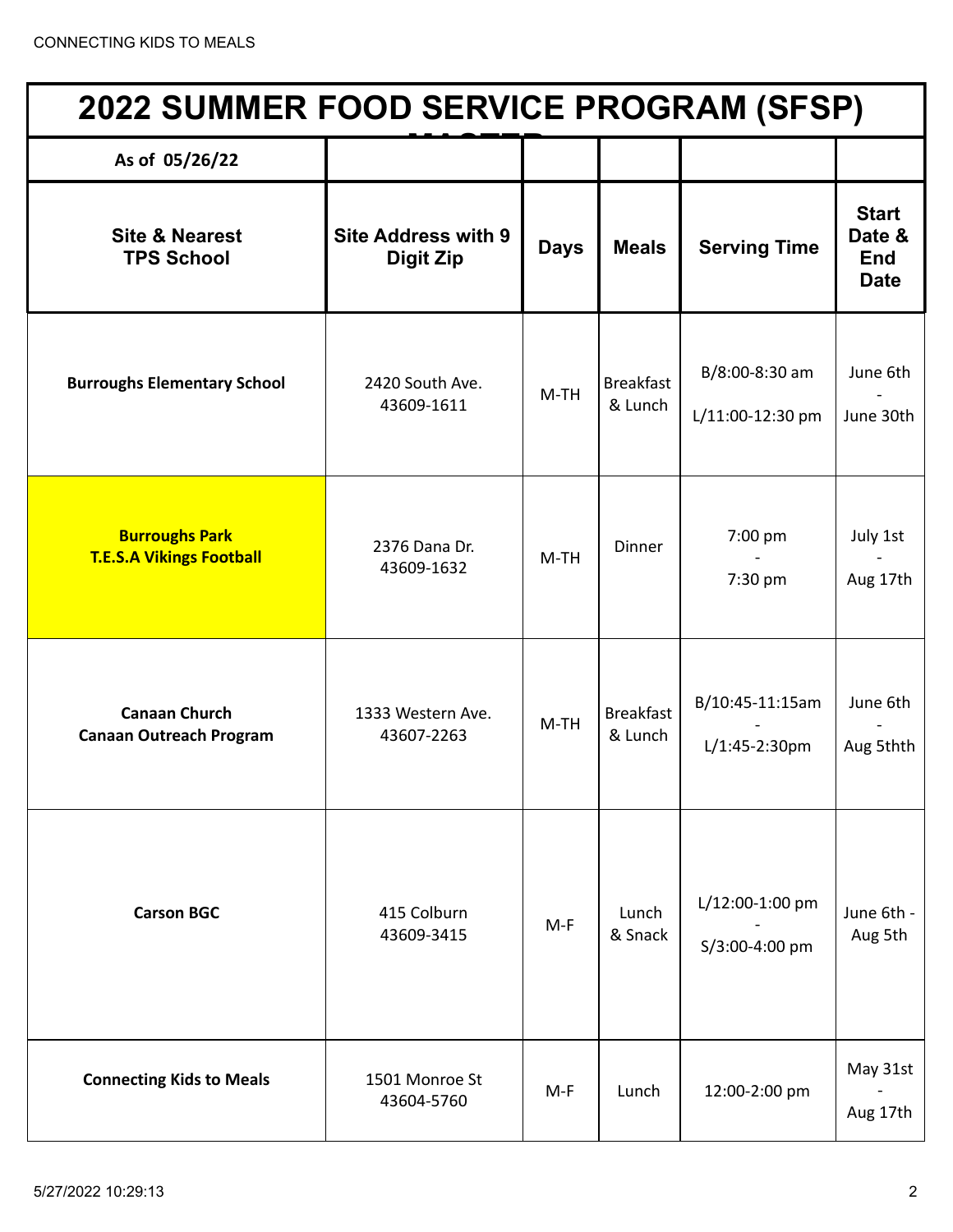# 2022 SUMMER FOOD SERVICE PROGRAM (SFSP) MASTER

| As of 05/26/22 | | | | | |
|---|---|---|---|---|---|
| **Site & Nearest TPS School** | **Site Address with 9 Digit Zip** | **Days** | **Meals** | **Serving Time** | **Start Date & End Date** |
| **Burroughs Elementary School** | 2420 South Ave. 43609-1611 | M-TH | Breakfast & Lunch | B/8:00-8:30 am L/11:00-12:30 pm | June 6th - June 30th |
| **Burroughs Park T.E.S.A Vikings Football** | 2376 Dana Dr. 43609-1632 | M-TH | Dinner | 7:00 pm - 7:30 pm | July 1st - Aug 17th |
| **Canaan Church Canaan Outreach Program** | 1333 Western Ave. 43607-2263 | M-TH | Breakfast & Lunch | B/10:45-11:15am - L/1:45-2:30pm | June 6th - Aug 5thth |
| **Carson BGC** | 415 Colburn 43609-3415 | M-F | Lunch & Snack | L/12:00-1:00 pm - S/3:00-4:00 pm | June 6th - Aug 5th |
| **Connecting Kids to Meals** | 1501 Monroe St 43604-5760 | M-F | Lunch | 12:00-2:00 pm | May 31st - Aug 17th |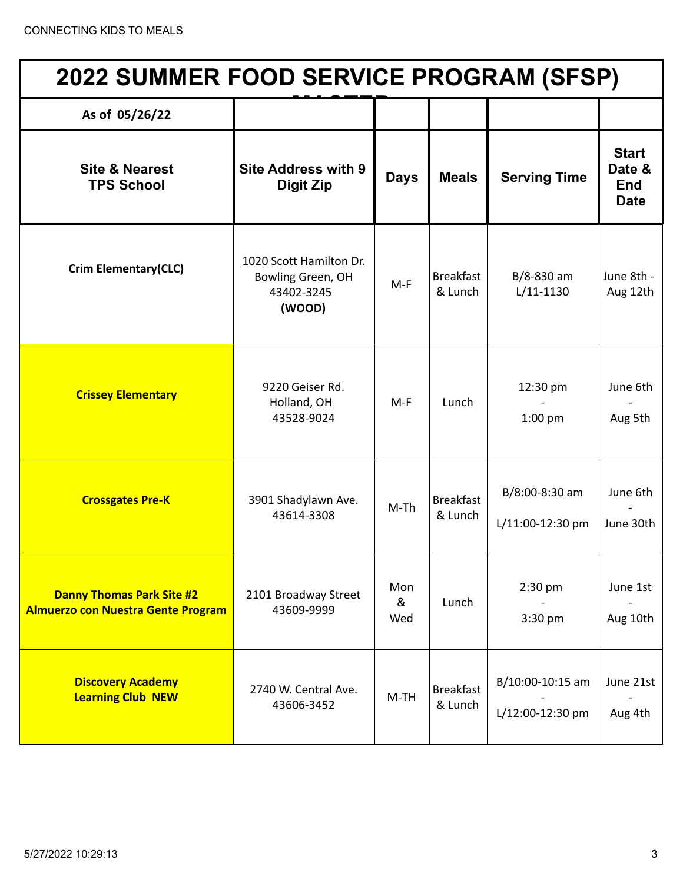# 2022 SUMMER FOOD SERVICE PROGRAM (SFSP)

| As of 05/26/22 | | | | | |
|---|---|---|---|---|---|
| **Site & Nearest TPS School** | **Site Address with 9 Digit Zip** | **Days** | **Meals** | **Serving Time** | **Start Date & End Date** |
| **Crim Elementary(CLC)** | 1020 Scott Hamilton Dr. Bowling Green, OH 43402-3245 **(WOOD)** | M-F | Breakfast & Lunch | B/8-830 am L/11-1130 | June 8th - Aug 12th |
| **Crissey Elementary** | 9220 Geiser Rd. Holland, OH 43528-9024 | M-F | Lunch | 12:30 pm - 1:00 pm | June 6th - Aug 5th |
| **Crossgates Pre-K** | 3901 Shadylawn Ave. 43614-3308 | M-Th | Breakfast & Lunch | B/8:00-8:30 am L/11:00-12:30 pm | June 6th - June 30th |
| **Danny Thomas Park Site #2 Almuerzo con Nuestra Gente Program** | 2101 Broadway Street 43609-9999 | Mon & Wed | Lunch | 2:30 pm - 3:30 pm | June 1st - Aug 10th |
| **Discovery Academy Learning Club NEW** | 2740 W. Central Ave. 43606-3452 | M-TH | Breakfast & Lunch | B/10:00-10:15 am - L/12:00-12:30 pm | June 21st - Aug 4th |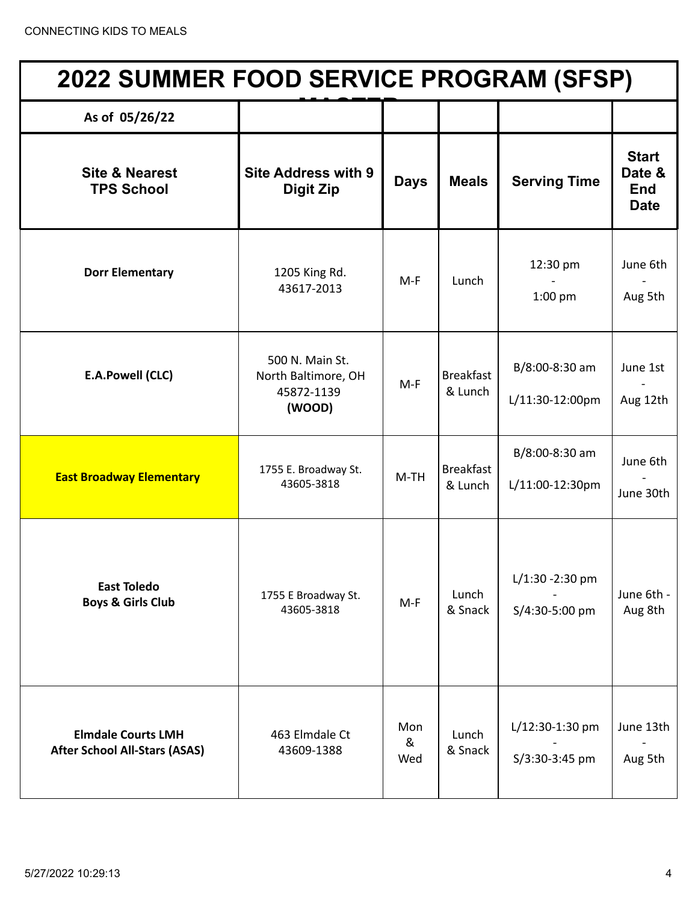# 2022 SUMMER FOOD SERVICE PROGRAM (SFSP)

| As of 05/26/22 | | | | | |
|---|---|---|---|---|---|
| **Site & Nearest TPS School** | **Site Address with 9 Digit Zip** | **Days** | **Meals** | **Serving Time** | **Start Date & End Date** |
| **Dorr Elementary** | 1205 King Rd. 43617-2013 | M-F | Lunch | 12:30 pm - 1:00 pm | June 6th - Aug 5th |
| **E.A.Powell (CLC)** | 500 N. Main St. North Baltimore, OH 45872-1139 **(WOOD)** | M-F | Breakfast & Lunch | B/8:00-8:30 am L/11:30-12:00pm | June 1st - Aug 12th |
| **East Broadway Elementary** | 1755 E. Broadway St. 43605-3818 | M-TH | Breakfast & Lunch | B/8:00-8:30 am L/11:00-12:30pm | June 6th - June 30th |
| **East Toledo Boys & Girls Club** | 1755 E Broadway St. 43605-3818 | M-F | Lunch & Snack | L/1:30 -2:30 pm - S/4:30-5:00 pm | June 6th - Aug 8th |
| **Elmdale Courts LMH After School All-Stars (ASAS)** | 463 Elmdale Ct 43609-1388 | Mon & Wed | Lunch & Snack | L/12:30-1:30 pm - S/3:30-3:45 pm | June 13th - Aug 5th |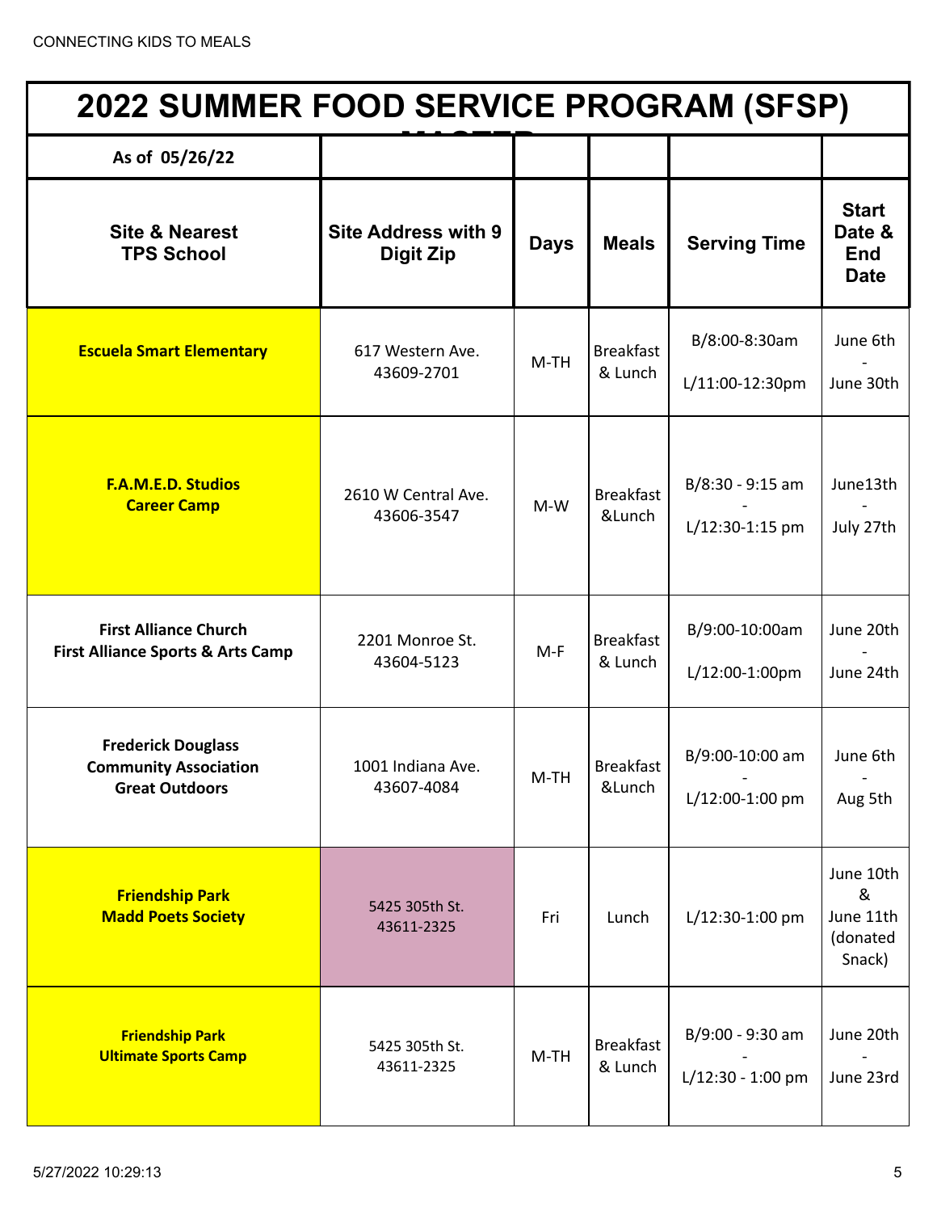# 2022 SUMMER FOOD SERVICE PROGRAM (SFSP)

| As of 05/26/22 | | | | | |
|---|---|---|---|---|---|
| **Site & Nearest TPS School** | **Site Address with 9 Digit Zip** | **Days** | **Meals** | **Serving Time** | **Start Date & End Date** |
| **Escuela Smart Elementary** | 617 Western Ave. 43609-2701 | M-TH | Breakfast & Lunch | B/8:00-8:30am L/11:00-12:30pm | June 6th - June 30th |
| **F.A.M.E.D. Studios Career Camp** | 2610 W Central Ave. 43606-3547 | M-W | Breakfast &Lunch | B/8:30 - 9:15 am - L/12:30-1:15 pm | June13th - July 27th |
| **First Alliance Church First Alliance Sports & Arts Camp** | 2201 Monroe St. 43604-5123 | M-F | Breakfast & Lunch | B/9:00-10:00am L/12:00-1:00pm | June 20th - June 24th |
| **Frederick Douglass Community Association Great Outdoors** | 1001 Indiana Ave. 43607-4084 | M-TH | Breakfast &Lunch | B/9:00-10:00 am - L/12:00-1:00 pm | June 6th - Aug 5th |
| **Friendship Park Madd Poets Society** | 5425 305th St. 43611-2325 | Fri | Lunch | L/12:30-1:00 pm | June 10th & June 11th (donated Snack) |
| **Friendship Park Ultimate Sports Camp** | 5425 305th St. 43611-2325 | M-TH | Breakfast & Lunch | B/9:00 - 9:30 am - L/12:30 - 1:00 pm | June 20th - June 23rd |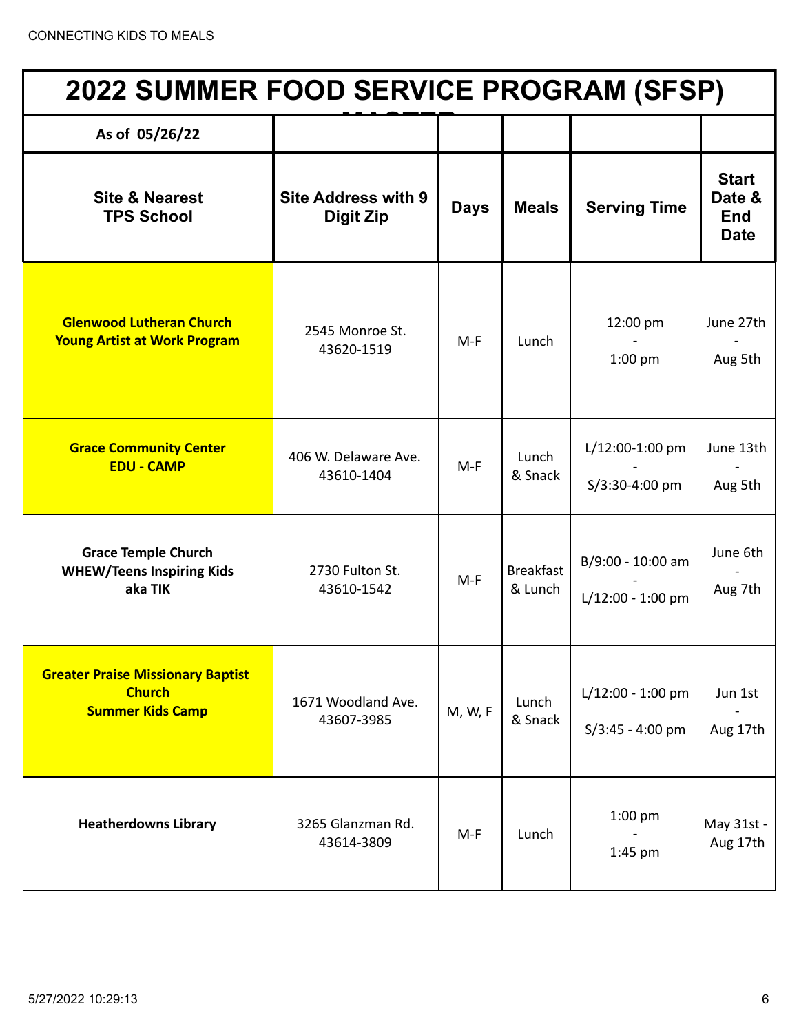# 2022 SUMMER FOOD SERVICE PROGRAM (SFSP)

| As of 05/26/22 | | | | | |
|---|---|---|---|---|---|
| **Site & Nearest TPS School** | **Site Address with 9 Digit Zip** | **Days** | **Meals** | **Serving Time** | **Start Date & End Date** |
| **Glenwood Lutheran Church Young Artist at Work Program** | 2545 Monroe St. 43620-1519 | M-F | Lunch | 12:00 pm - 1:00 pm | June 27th - Aug 5th |
| **Grace Community Center EDU - CAMP** | 406 W. Delaware Ave. 43610-1404 | M-F | Lunch & Snack | L/12:00-1:00 pm - S/3:30-4:00 pm | June 13th - Aug 5th |
| **Grace Temple Church WHEW/Teens Inspiring Kids aka TIK** | 2730 Fulton St. 43610-1542 | M-F | Breakfast & Lunch | B/9:00 - 10:00 am - L/12:00 - 1:00 pm | June 6th - Aug 7th |
| **Greater Praise Missionary Baptist Church Summer Kids Camp** | 1671 Woodland Ave. 43607-3985 | M, W, F | Lunch & Snack | L/12:00 - 1:00 pm S/3:45 - 4:00 pm | Jun 1st - Aug 17th |
| **Heatherdowns Library** | 3265 Glanzman Rd. 43614-3809 | M-F | Lunch | 1:00 pm - 1:45 pm | May 31st - Aug 17th |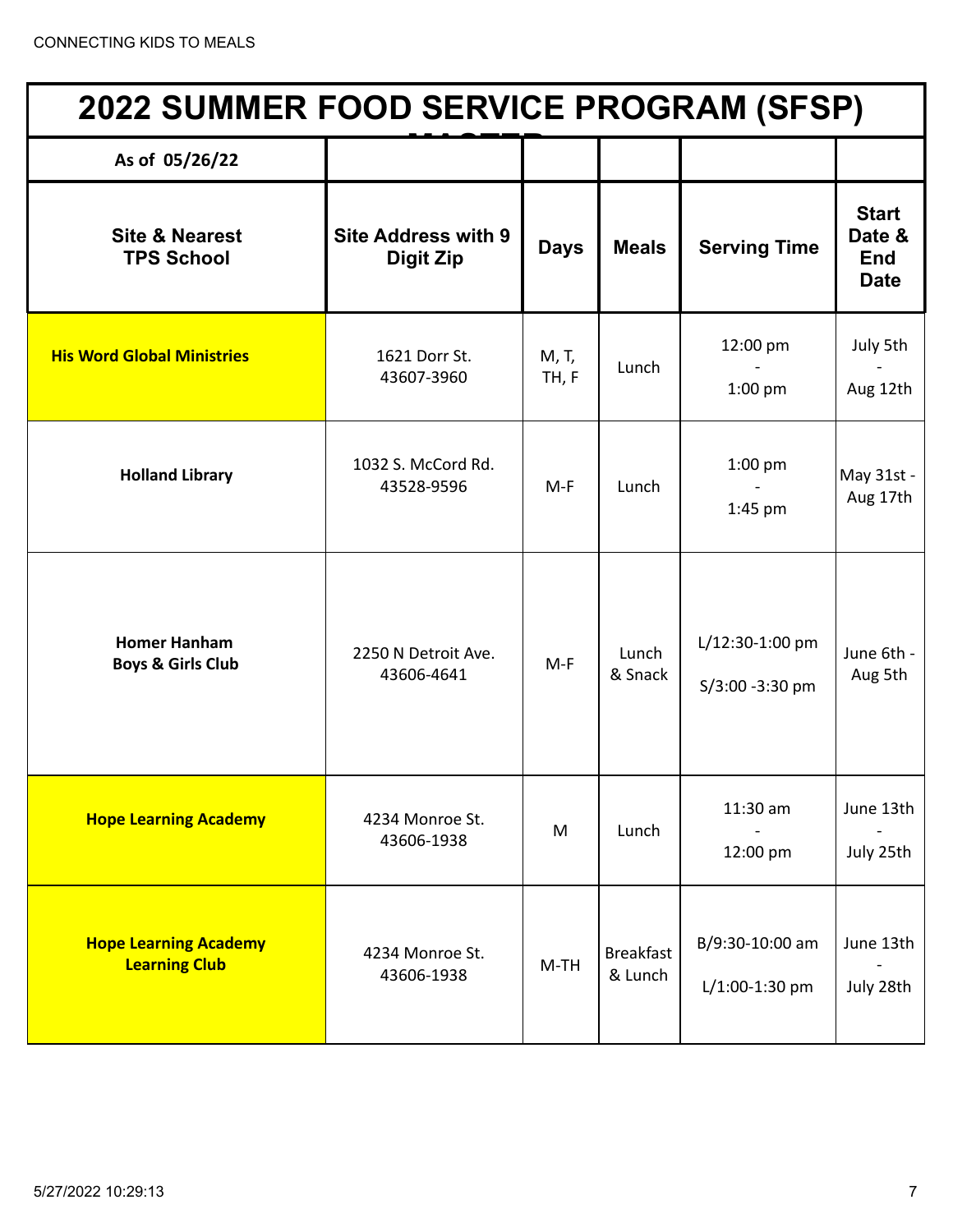CONNECTING KIDS TO MEALS

| 2022 SUMMER FOOD SERVICE PROGRAM (SFSP) MASTER | | | | | |
|---|---|---|---|---|---|
| As of 05/26/22 | | | | | |
| **Site & Nearest TPS School** | **Site Address with 9 Digit Zip** | **Days** | **Meals** | **Serving Time** | **Start Date & End Date** |
| **His Word Global Ministries** | 1621 Dorr St. 43607-3960 | M, T, TH, F | Lunch | 12:00 pm - 1:00 pm | July 5th - Aug 12th |
| **Holland Library** | 1032 S. McCord Rd. 43528-9596 | M-F | Lunch | 1:00 pm - 1:45 pm | May 31st - Aug 17th |
| **Homer Hanham Boys & Girls Club** | 2250 N Detroit Ave. 43606-4641 | M-F | Lunch & Snack | L/12:30-1:00 pm S/3:00 -3:30 pm | June 6th - Aug 5th |
| **Hope Learning Academy** | 4234 Monroe St. 43606-1938 | M | Lunch | 11:30 am - 12:00 pm | June 13th - July 25th |
| **Hope Learning Academy Learning Club** | 4234 Monroe St. 43606-1938 | M-TH | Breakfast & Lunch | B/9:30-10:00 am L/1:00-1:30 pm | June 13th - July 28th |

5/27/2022 10:29:13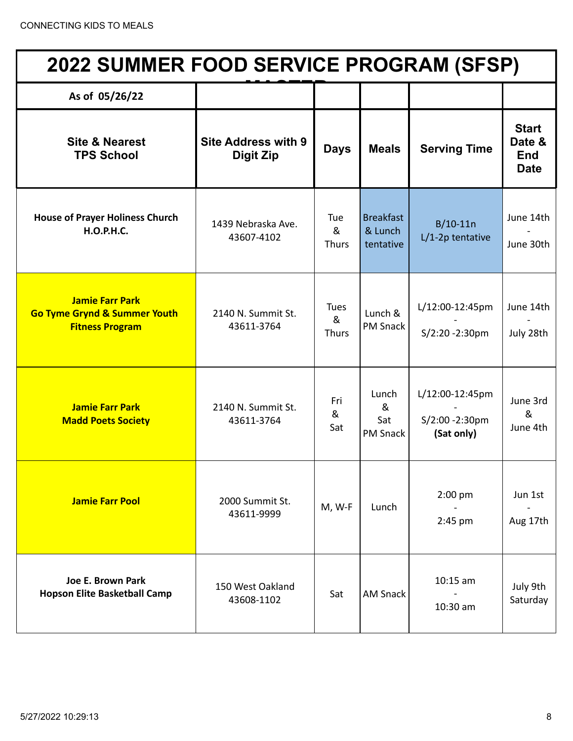CONNECTING KIDS TO MEALS

# 2022 SUMMER FOOD SERVICE PROGRAM (SFSP)

| As of 05/26/22 | | | | | |
|---|---|---|---|---|---|
| **Site & Nearest TPS School** | **Site Address with 9 Digit Zip** | **Days** | **Meals** | **Serving Time** | **Start Date & End Date** |
| **House of Prayer Holiness Church H.O.P.H.C.** | 1439 Nebraska Ave. 43607-4102 | Tue & Thurs | Breakfast & Lunch tentative | B/10-11n L/1-2p tentative | June 14th - June 30th |
| **Jamie Farr Park Go Tyme Grynd & Summer Youth Fitness Program** | 2140 N. Summit St. 43611-3764 | Tues & Thurs | Lunch & PM Snack | L/12:00-12:45pm - S/2:20 -2:30pm | June 14th - July 28th |
| **Jamie Farr Park Madd Poets Society** | 2140 N. Summit St. 43611-3764 | Fri & Sat | Lunch & Sat PM Snack | L/12:00-12:45pm - S/2:00 -2:30pm **(Sat only)** | June 3rd & June 4th |
| **Jamie Farr Pool** | 2000 Summit St. 43611-9999 | M, W-F | Lunch | 2:00 pm - 2:45 pm | Jun 1st - Aug 17th |
| **Joe E. Brown Park Hopson Elite Basketball Camp** | 150 West Oakland 43608-1102 | Sat | AM Snack | 10:15 am - 10:30 am | July 9th Saturday |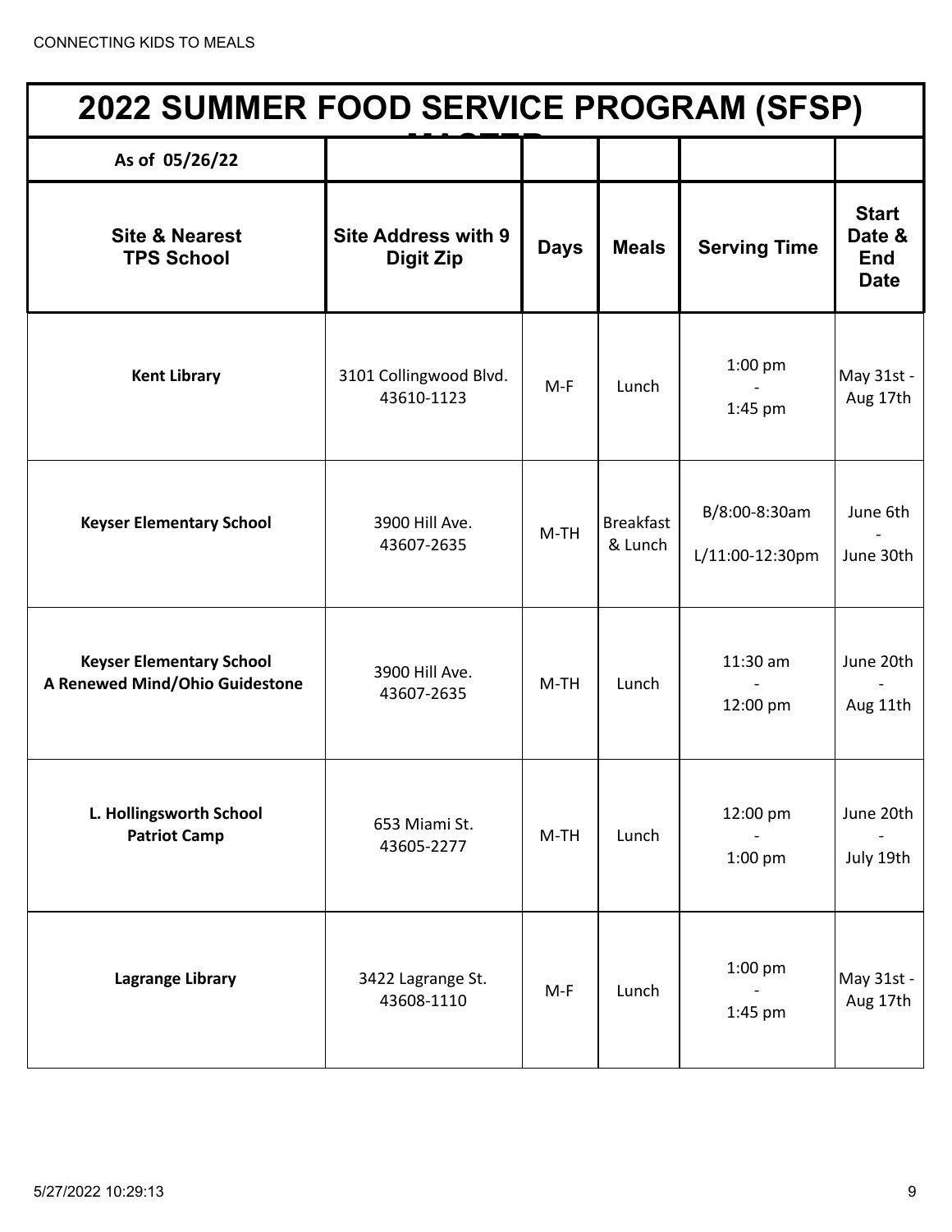# 2022 SUMMER FOOD SERVICE PROGRAM (SFSP) MASTER

| As of 05/26/22 | | | | | |
|---|---|---|---|---|---|
| **Site & Nearest TPS School** | **Site Address with 9 Digit Zip** | **Days** | **Meals** | **Serving Time** | **Start Date & End Date** |
| **Kent Library** | 3101 Collingwood Blvd. 43610-1123 | M-F | Lunch | 1:00 pm - 1:45 pm | May 31st - Aug 17th |
| **Keyser Elementary School** | 3900 Hill Ave. 43607-2635 | M-TH | Breakfast & Lunch | B/8:00-8:30am L/11:00-12:30pm | June 6th - June 30th |
| **Keyser Elementary School A Renewed Mind/Ohio Guidestone** | 3900 Hill Ave. 43607-2635 | M-TH | Lunch | 11:30 am - 12:00 pm | June 20th - Aug 11th |
| **L. Hollingsworth School Patriot Camp** | 653 Miami St. 43605-2277 | M-TH | Lunch | 12:00 pm - 1:00 pm | June 20th - July 19th |
| **Lagrange Library** | 3422 Lagrange St. 43608-1110 | M-F | Lunch | 1:00 pm - 1:45 pm | May 31st - Aug 17th |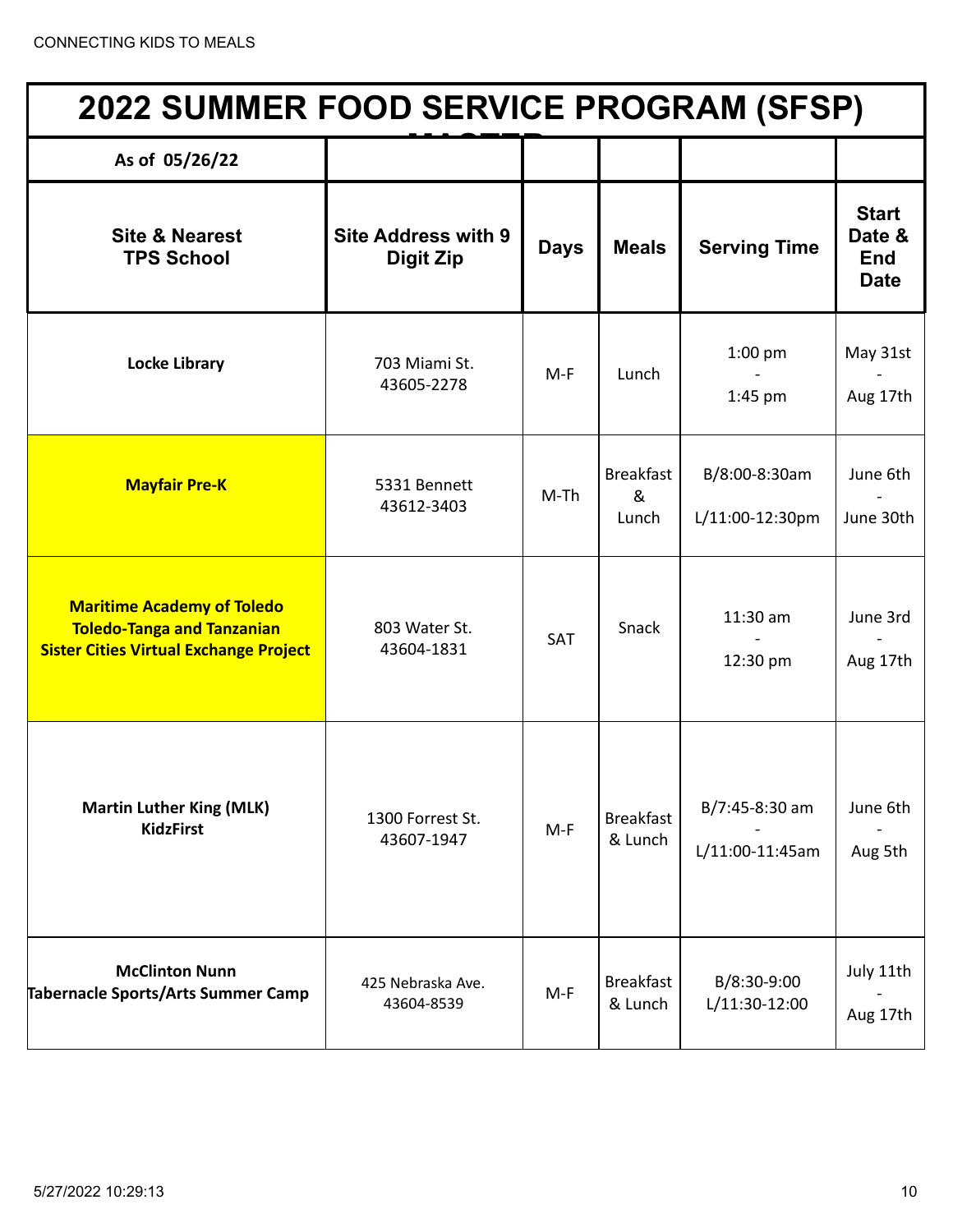CONNECTING KIDS TO MEALS

# 2022 SUMMER FOOD SERVICE PROGRAM (SFSP)

| As of 05/26/22 | | | | | |
|---|---|---|---|---|---|
| **Site & Nearest TPS School** | **Site Address with 9 Digit Zip** | **Days** | **Meals** | **Serving Time** | **Start Date & End Date** |
| **Locke Library** | 703 Miami St. 43605-2278 | M-F | Lunch | 1:00 pm - 1:45 pm | May 31st - Aug 17th |
| **Mayfair Pre-K** | 5331 Bennett 43612-3403 | M-Th | Breakfast & Lunch | B/8:00-8:30am L/11:00-12:30pm | June 6th - June 30th |
| **Maritime Academy of Toledo Toledo-Tanga and Tanzanian Sister Cities Virtual Exchange Project** | 803 Water St. 43604-1831 | SAT | Snack | 11:30 am - 12:30 pm | June 3rd - Aug 17th |
| **Martin Luther King (MLK) KidzFirst** | 1300 Forrest St. 43607-1947 | M-F | Breakfast & Lunch | B/7:45-8:30 am - L/11:00-11:45am | June 6th - Aug 5th |
| **McClinton Nunn Tabernacle Sports/Arts Summer Camp** | 425 Nebraska Ave. 43604-8539 | M-F | Breakfast & Lunch | B/8:30-9:00 L/11:30-12:00 | July 11th - Aug 17th |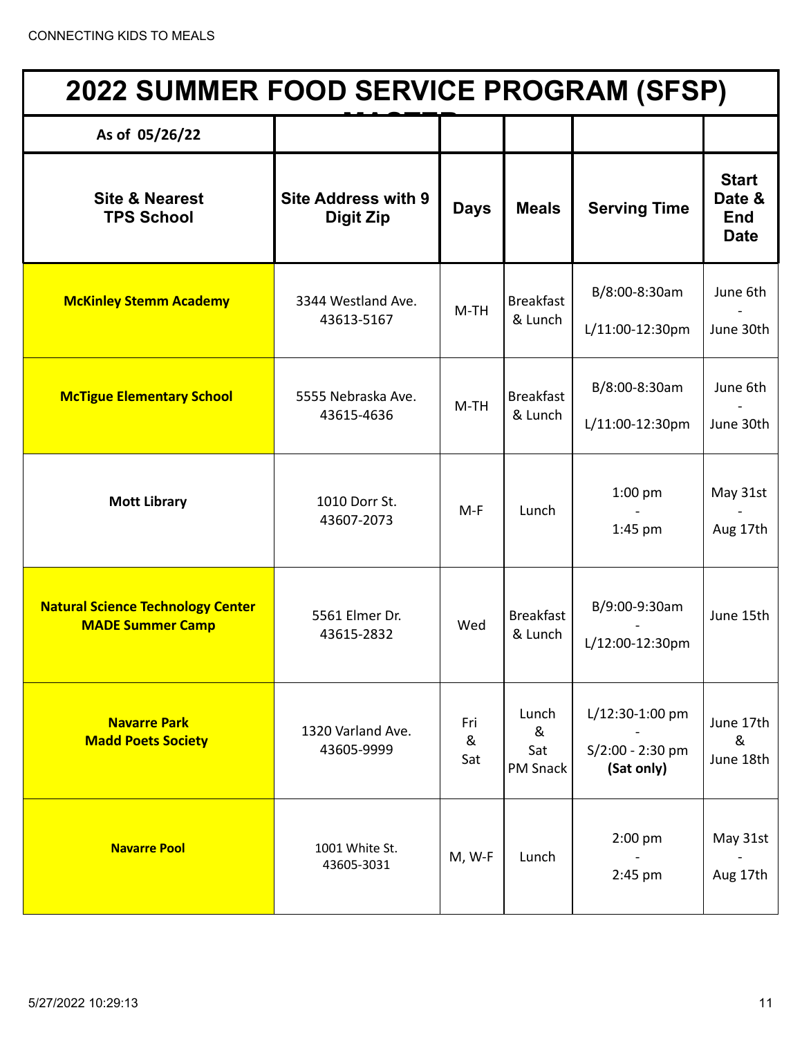# 2022 SUMMER FOOD SERVICE PROGRAM (SFSP)

| As of 05/26/22 | | | | | |
|---|---|---|---|---|---|
| **Site & Nearest TPS School** | **Site Address with 9 Digit Zip** | **Days** | **Meals** | **Serving Time** | **Start Date & End Date** |
| **McKinley Stemm Academy** | 3344 Westland Ave. 43613-5167 | M-TH | Breakfast & Lunch | B/8:00-8:30am L/11:00-12:30pm | June 6th - June 30th |
| **McTigue Elementary School** | 5555 Nebraska Ave. 43615-4636 | M-TH | Breakfast & Lunch | B/8:00-8:30am L/11:00-12:30pm | June 6th - June 30th |
| **Mott Library** | 1010 Dorr St. 43607-2073 | M-F | Lunch | 1:00 pm - 1:45 pm | May 31st - Aug 17th |
| **Natural Science Technology Center MADE Summer Camp** | 5561 Elmer Dr. 43615-2832 | Wed | Breakfast & Lunch | B/9:00-9:30am - L/12:00-12:30pm | June 15th |
| **Navarre Park Madd Poets Society** | 1320 Varland Ave. 43605-9999 | Fri & Sat | Lunch & Sat PM Snack | L/12:30-1:00 pm - S/2:00 - 2:30 pm **(Sat only)** | June 17th & June 18th |
| **Navarre Pool** | 1001 White St. 43605-3031 | M, W-F | Lunch | 2:00 pm - 2:45 pm | May 31st - Aug 17th |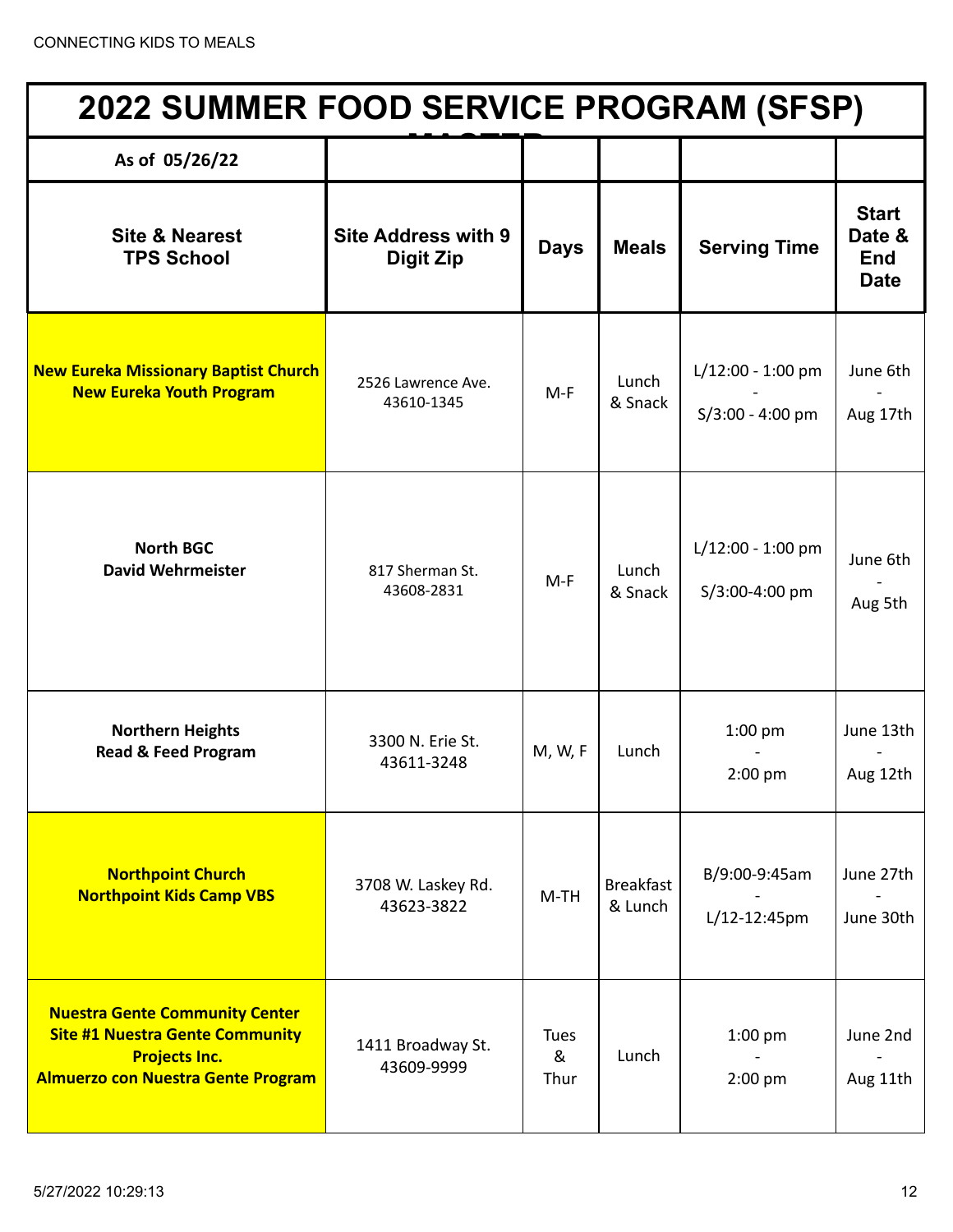CONNECTING KIDS TO MEALS

| 2022 SUMMER FOOD SERVICE PROGRAM (SFSP) | | | | | |
|---|---|---|---|---|---|
| **As of 05/26/22** | | | | | |
| **Site & Nearest TPS School** | **Site Address with 9 Digit Zip** | **Days** | **Meals** | **Serving Time** | **Start Date & End Date** |
| **New Eureka Missionary Baptist Church**<br>**New Eureka Youth Program** | 2526 Lawrence Ave.<br>43610-1345 | M-F | Lunch & Snack | L/12:00 - 1:00 pm<br>-<br>S/3:00 - 4:00 pm | June 6th<br>-<br>Aug 17th |
| **North BGC**<br>**David Wehrmeister** | 817 Sherman St.<br>43608-2831 | M-F | Lunch & Snack | L/12:00 - 1:00 pm<br>S/3:00-4:00 pm | June 6th<br>-<br>Aug 5th |
| **Northern Heights**<br>**Read & Feed Program** | 3300 N. Erie St.<br>43611-3248 | M, W, F | Lunch | 1:00 pm<br>-<br>2:00 pm | June 13th<br>-<br>Aug 12th |
| **Northpoint Church**<br>**Northpoint Kids Camp VBS** | 3708 W. Laskey Rd.<br>43623-3822 | M-TH | Breakfast & Lunch | B/9:00-9:45am<br>-<br>L/12-12:45pm | June 27th<br>-<br>June 30th |
| **Nuestra Gente Community Center**<br>**Site #1 Nuestra Gente Community Projects Inc.**<br>**Almuerzo con Nuestra Gente Program** | 1411 Broadway St.<br>43609-9999 | Tues & Thur | Lunch | 1:00 pm<br>-<br>2:00 pm | June 2nd<br>-<br>Aug 11th |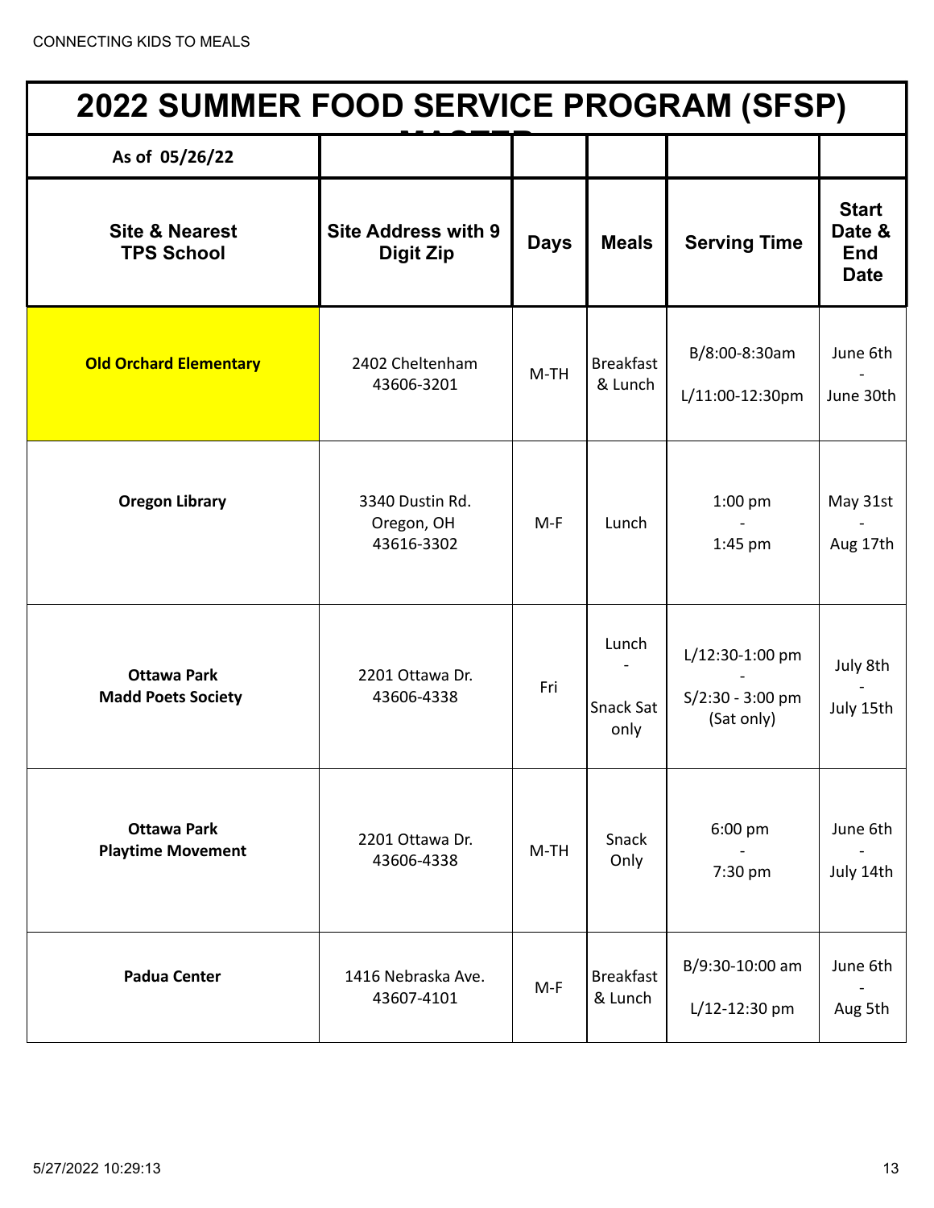# 2022 SUMMER FOOD SERVICE PROGRAM (SFSP)

| As of 05/26/22 | | | | | |
|---|---|---|---|---|---|
| **Site & Nearest TPS School** | **Site Address with 9 Digit Zip** | **Days** | **Meals** | **Serving Time** | **Start Date & End Date** |
| **Old Orchard Elementary** | 2402 Cheltenham 43606-3201 | M-TH | Breakfast & Lunch | B/8:00-8:30am L/11:00-12:30pm | June 6th - June 30th |
| **Oregon Library** | 3340 Dustin Rd. Oregon, OH 43616-3302 | M-F | Lunch | 1:00 pm - 1:45 pm | May 31st - Aug 17th |
| **Ottawa Park Madd Poets Society** | 2201 Ottawa Dr. 43606-4338 | Fri | Lunch - Snack Sat only | L/12:30-1:00 pm - S/2:30 - 3:00 pm (Sat only) | July 8th - July 15th |
| **Ottawa Park Playtime Movement** | 2201 Ottawa Dr. 43606-4338 | M-TH | Snack Only | 6:00 pm - 7:30 pm | June 6th - July 14th |
| **Padua Center** | 1416 Nebraska Ave. 43607-4101 | M-F | Breakfast & Lunch | B/9:30-10:00 am L/12-12:30 pm | June 6th - Aug 5th |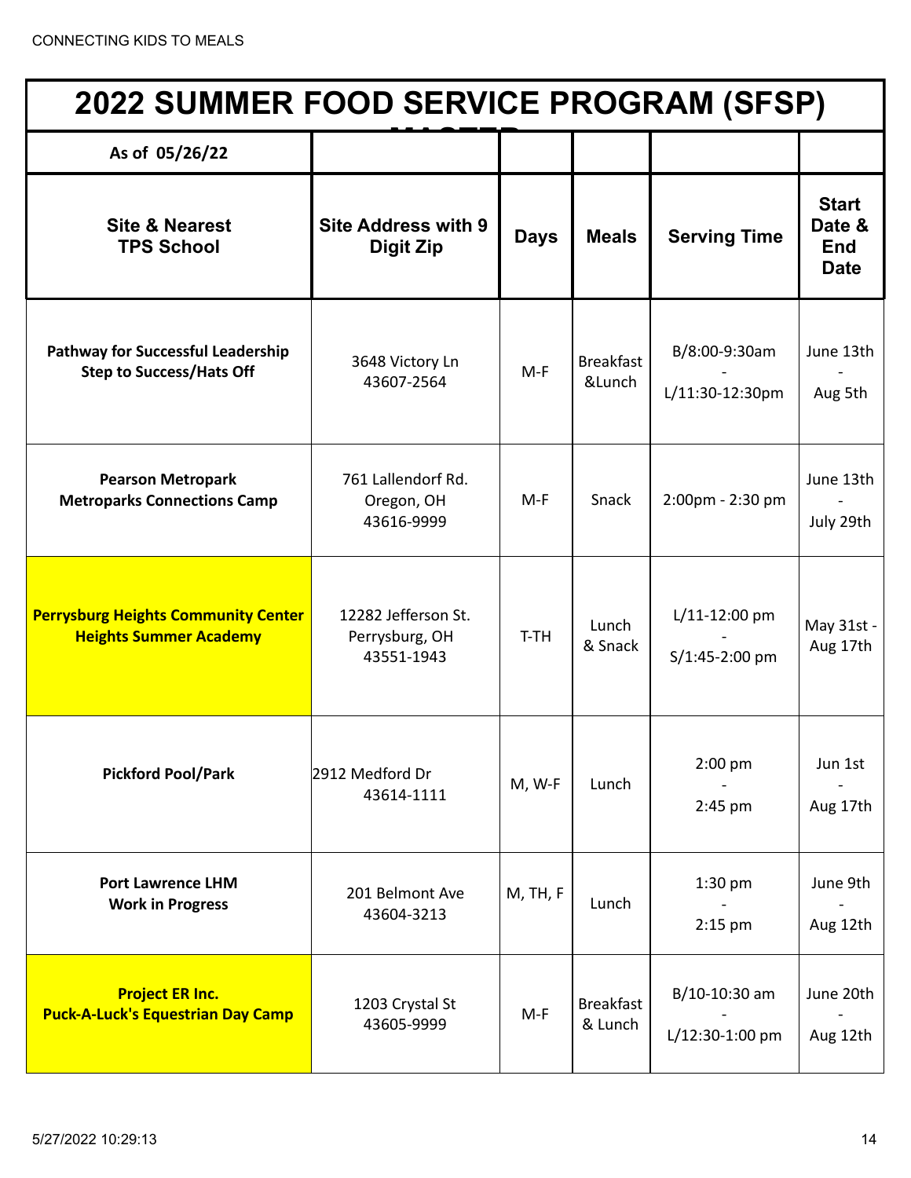# 2022 SUMMER FOOD SERVICE PROGRAM (SFSP) MASTER

| As of 05/26/22 | | | | | |
|---|---|---|---|---|---|
| **Site & Nearest TPS School** | **Site Address with 9 Digit Zip** | **Days** | **Meals** | **Serving Time** | **Start Date & End Date** |
| **Pathway for Successful Leadership Step to Success/Hats Off** | 3648 Victory Ln 43607-2564 | M-F | Breakfast &Lunch | B/8:00-9:30am - L/11:30-12:30pm | June 13th - Aug 5th |
| **Pearson Metropark Metroparks Connections Camp** | 761 Lallendorf Rd. Oregon, OH 43616-9999 | M-F | Snack | 2:00pm - 2:30 pm | June 13th - July 29th |
| **Perrysburg Heights Community Center Heights Summer Academy** | 12282 Jefferson St. Perrysburg, OH 43551-1943 | T-TH | Lunch & Snack | L/11-12:00 pm - S/1:45-2:00 pm | May 31st - Aug 17th |
| **Pickford Pool/Park** | 2912 Medford Dr 43614-1111 | M, W-F | Lunch | 2:00 pm - 2:45 pm | Jun 1st - Aug 17th |
| **Port Lawrence LHM Work in Progress** | 201 Belmont Ave 43604-3213 | M, TH, F | Lunch | 1:30 pm - 2:15 pm | June 9th - Aug 12th |
| **Project ER Inc. Puck-A-Luck's Equestrian Day Camp** | 1203 Crystal St 43605-9999 | M-F | Breakfast & Lunch | B/10-10:30 am - L/12:30-1:00 pm | June 20th - Aug 12th |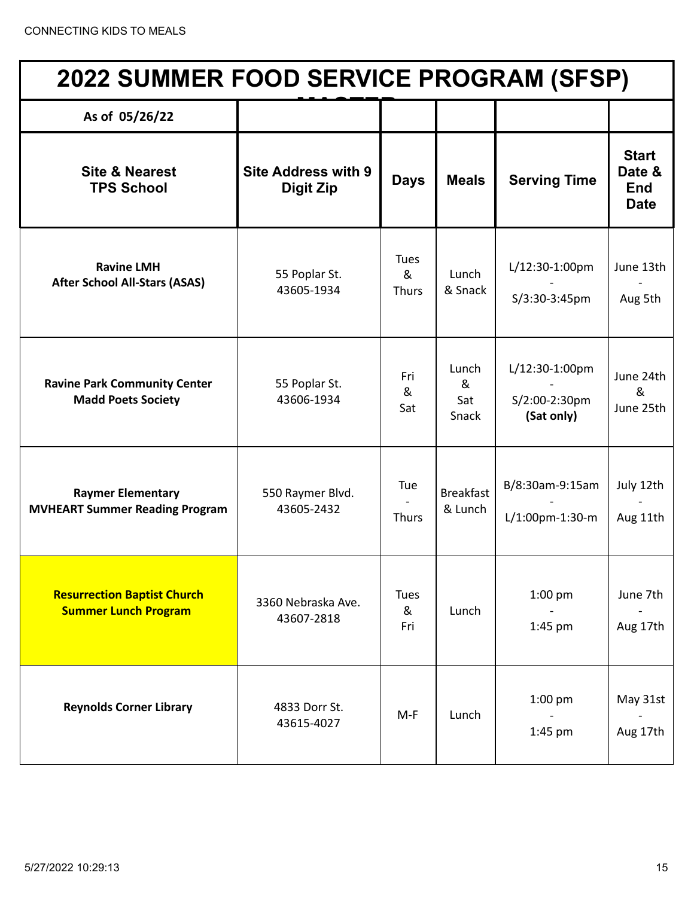# 2022 SUMMER FOOD SERVICE PROGRAM (SFSP) MASTER

| As of 05/26/22 | | | | | |
|---|---|---|---|---|---|
| **Site & Nearest TPS School** | **Site Address with 9 Digit Zip** | **Days** | **Meals** | **Serving Time** | **Start Date & End Date** |
| **Ravine LMH After School All-Stars (ASAS)** | 55 Poplar St. 43605-1934 | Tues & Thurs | Lunch & Snack | L/12:30-1:00pm - S/3:30-3:45pm | June 13th - Aug 5th |
| **Ravine Park Community Center Madd Poets Society** | 55 Poplar St. 43606-1934 | Fri & Sat | Lunch & Sat Snack | L/12:30-1:00pm - S/2:00-2:30pm **(Sat only)** | June 24th & June 25th |
| **Raymer Elementary MVHEART Summer Reading Program** | 550 Raymer Blvd. 43605-2432 | Tue - Thurs | Breakfast & Lunch | B/8:30am-9:15am - L/1:00pm-1:30-m | July 12th - Aug 11th |
| **Resurrection Baptist Church Summer Lunch Program** | 3360 Nebraska Ave. 43607-2818 | Tues & Fri | Lunch | 1:00 pm - 1:45 pm | June 7th - Aug 17th |
| **Reynolds Corner Library** | 4833 Dorr St. 43615-4027 | M-F | Lunch | 1:00 pm - 1:45 pm | May 31st - Aug 17th |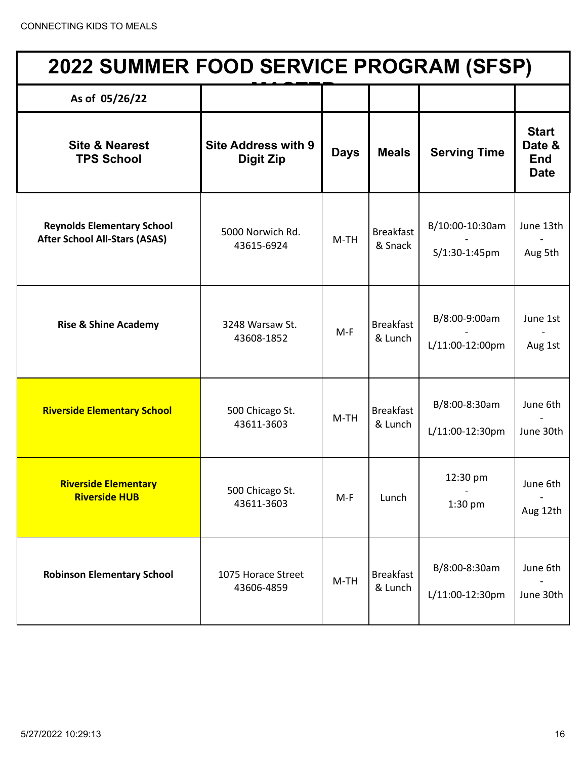# 2022 SUMMER FOOD SERVICE PROGRAM (SFSP)

| As of 05/26/22 | | | | | |
|---|---|---|---|---|---|
| **Site & Nearest TPS School** | **Site Address with 9 Digit Zip** | **Days** | **Meals** | **Serving Time** | **Start Date & End Date** |
| **Reynolds Elementary School After School All-Stars (ASAS)** | 5000 Norwich Rd. 43615-6924 | M-TH | Breakfast & Snack | B/10:00-10:30am - S/1:30-1:45pm | June 13th - Aug 5th |
| **Rise & Shine Academy** | 3248 Warsaw St. 43608-1852 | M-F | Breakfast & Lunch | B/8:00-9:00am - L/11:00-12:00pm | June 1st - Aug 1st |
| **Riverside Elementary School** | 500 Chicago St. 43611-3603 | M-TH | Breakfast & Lunch | B/8:00-8:30am L/11:00-12:30pm | June 6th - June 30th |
| **Riverside Elementary Riverside HUB** | 500 Chicago St. 43611-3603 | M-F | Lunch | 12:30 pm - 1:30 pm | June 6th - Aug 12th |
| **Robinson Elementary School** | 1075 Horace Street 43606-4859 | M-TH | Breakfast & Lunch | B/8:00-8:30am L/11:00-12:30pm | June 6th - June 30th |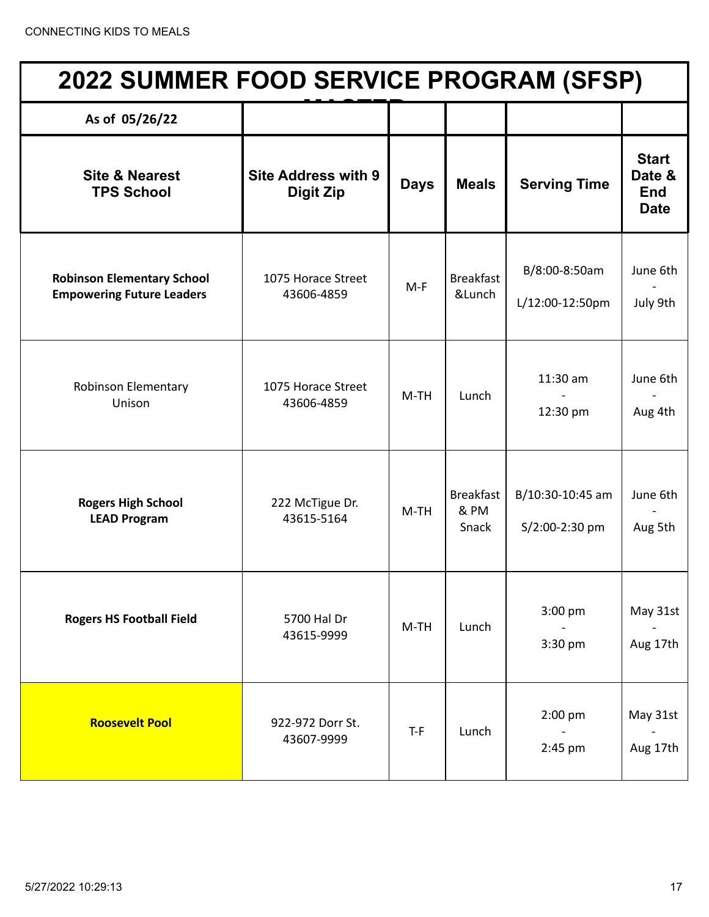CONNECTING KIDS TO MEALS

| 2022 SUMMER FOOD SERVICE PROGRAM (SFSP) | | | | | |
|---|---|---|---|---|---|
| As of 05/26/22 | | | | | |
| **Site & Nearest TPS School** | **Site Address with 9 Digit Zip** | **Days** | **Meals** | **Serving Time** | **Start Date & End Date** |
| **Robinson Elementary School Empowering Future Leaders** | 1075 Horace Street 43606-4859 | M-F | Breakfast &Lunch | B/8:00-8:50am L/12:00-12:50pm | June 6th - July 9th |
| Robinson Elementary Unison | 1075 Horace Street 43606-4859 | M-TH | Lunch | 11:30 am - 12:30 pm | June 6th - Aug 4th |
| **Rogers High School LEAD Program** | 222 McTigue Dr. 43615-5164 | M-TH | Breakfast & PM Snack | B/10:30-10:45 am S/2:00-2:30 pm | June 6th - Aug 5th |
| **Rogers HS Football Field** | 5700 Hal Dr 43615-9999 | M-TH | Lunch | 3:00 pm - 3:30 pm | May 31st - Aug 17th |
| **Roosevelt Pool** | 922-972 Dorr St. 43607-9999 | T-F | Lunch | 2:00 pm - 2:45 pm | May 31st - Aug 17th |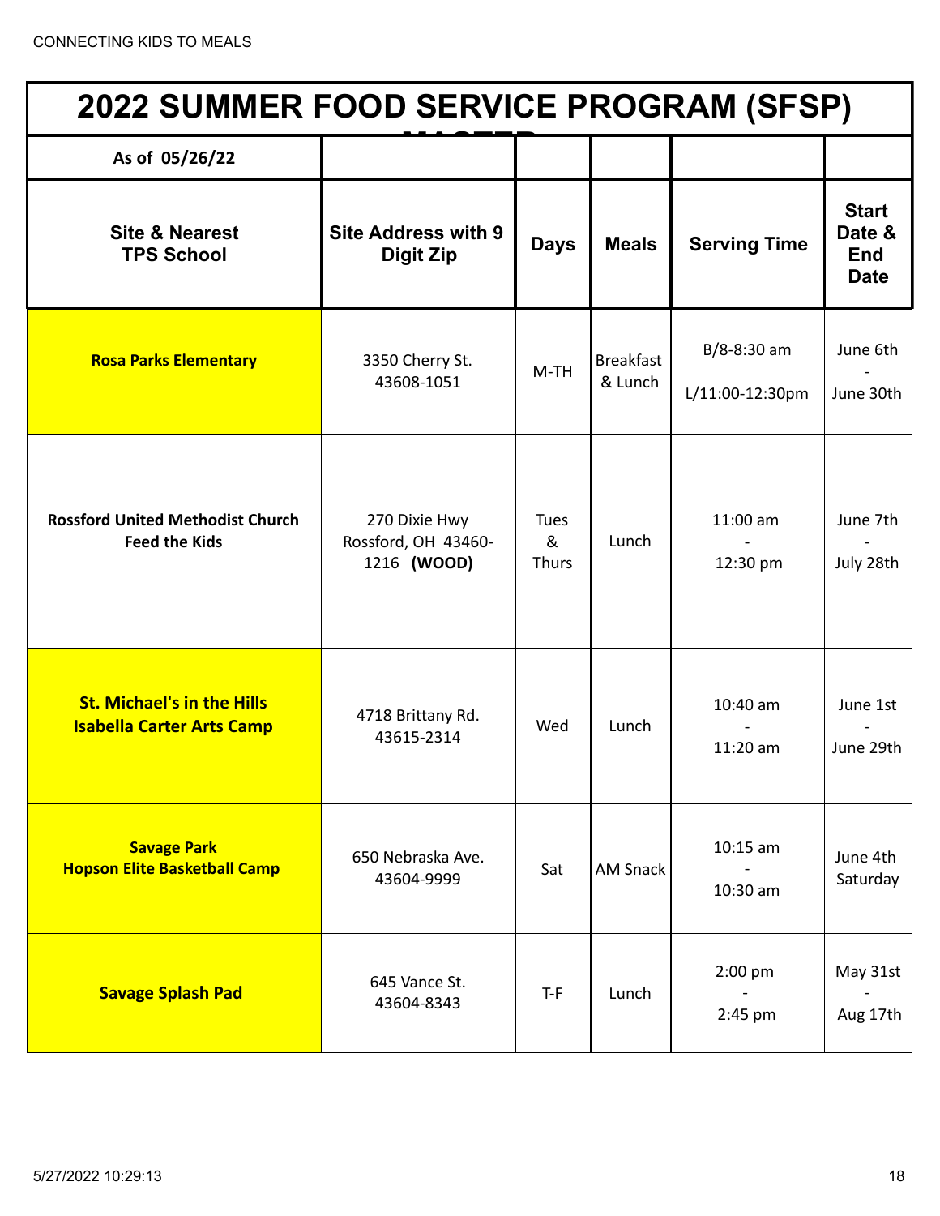CONNECTING KIDS TO MEALS

| 2022 SUMMER FOOD SERVICE PROGRAM (SFSP) MASTER | | | | | |
|---|---|---|---|---|---|
| As of 05/26/22 | | | | | |
| **Site & Nearest TPS School** | **Site Address with 9 Digit Zip** | **Days** | **Meals** | **Serving Time** | **Start Date & End Date** |
| **Rosa Parks Elementary** | 3350 Cherry St. 43608-1051 | M-TH | Breakfast & Lunch | B/8-8:30 am L/11:00-12:30pm | June 6th - June 30th |
| **Rossford United Methodist Church Feed the Kids** | 270 Dixie Hwy Rossford, OH 43460-1216 **(WOOD)** | Tues & Thurs | Lunch | 11:00 am - 12:30 pm | June 7th - July 28th |
| **St. Michael's in the Hills Isabella Carter Arts Camp** | 4718 Brittany Rd. 43615-2314 | Wed | Lunch | 10:40 am - 11:20 am | June 1st - June 29th |
| **Savage Park Hopson Elite Basketball Camp** | 650 Nebraska Ave. 43604-9999 | Sat | AM Snack | 10:15 am - 10:30 am | June 4th Saturday |
| **Savage Splash Pad** | 645 Vance St. 43604-8343 | T-F | Lunch | 2:00 pm - 2:45 pm | May 31st - Aug 17th |

5/27/2022 10:29:13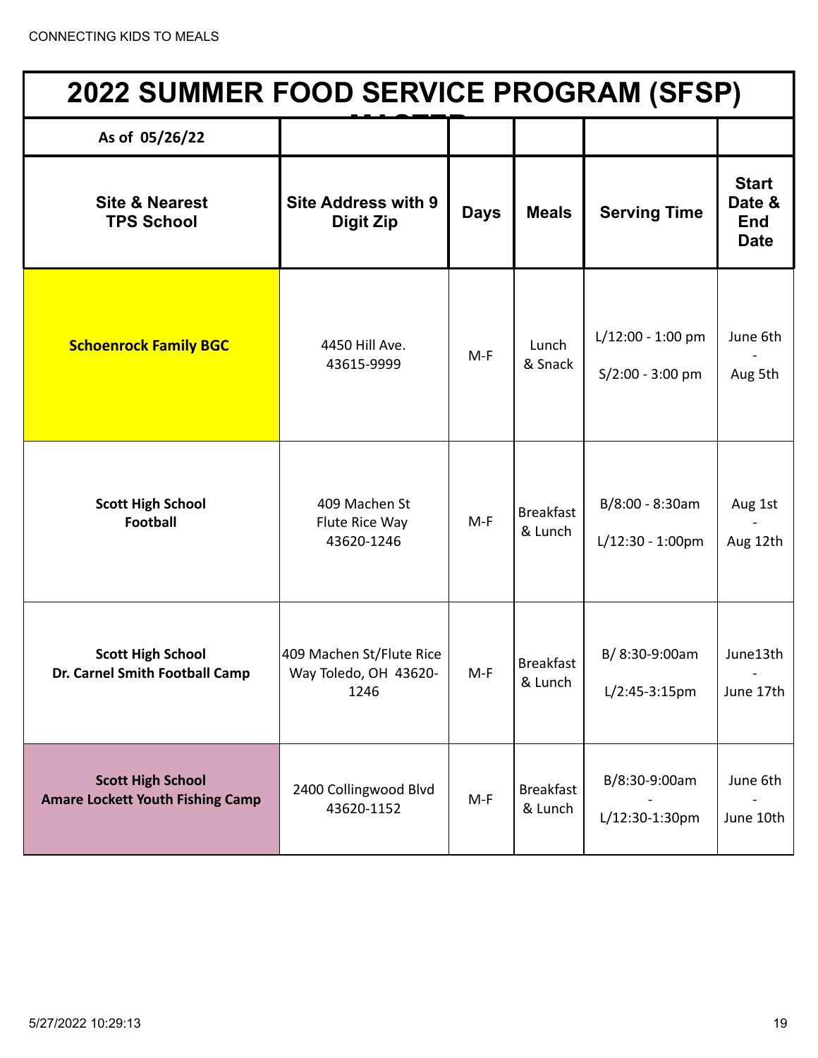CONNECTING KIDS TO MEALS

| 2022 SUMMER FOOD SERVICE PROGRAM (SFSP) MASTER | | | | | |
|---|---|---|---|---|---|
| As of 05/26/22 | | | | | |
| **Site & Nearest TPS School** | **Site Address with 9 Digit Zip** | **Days** | **Meals** | **Serving Time** | **Start Date & End Date** |
| **Schoenrock Family BGC** | 4450 Hill Ave. 43615-9999 | M-F | Lunch & Snack | L/12:00 - 1:00 pm S/2:00 - 3:00 pm | June 6th - Aug 5th |
| **Scott High School Football** | 409 Machen St Flute Rice Way 43620-1246 | M-F | Breakfast & Lunch | B/8:00 - 8:30am L/12:30 - 1:00pm | Aug 1st - Aug 12th |
| **Scott High School Dr. Carnel Smith Football Camp** | 409 Machen St/Flute Rice Way Toledo, OH 43620-1246 | M-F | Breakfast & Lunch | B/ 8:30-9:00am L/2:45-3:15pm | June13th - June 17th |
| **Scott High School Amare Lockett Youth Fishing Camp** | 2400 Collingwood Blvd 43620-1152 | M-F | Breakfast & Lunch | B/8:30-9:00am - L/12:30-1:30pm | June 6th - June 10th |

5/27/2022 10:29:13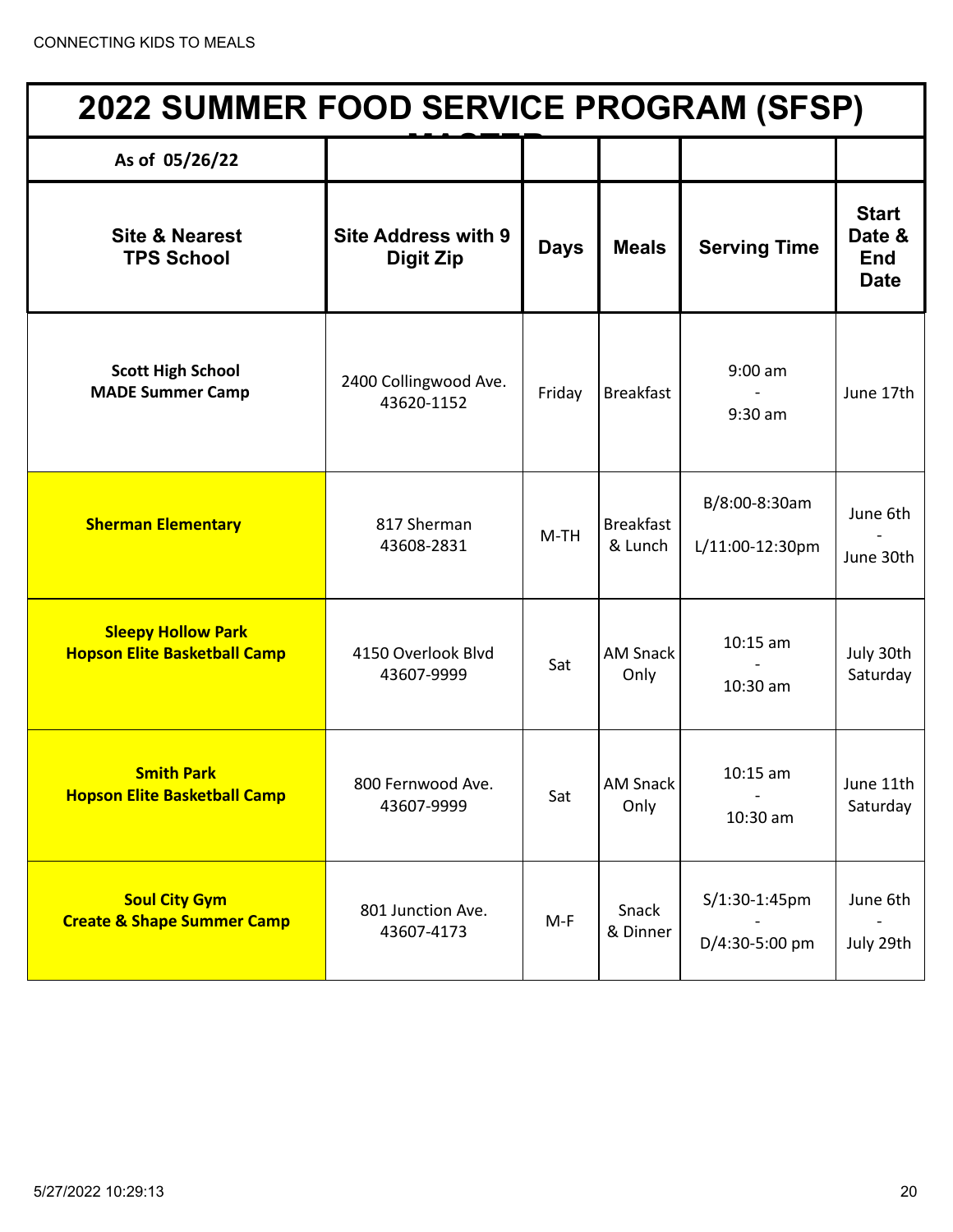CONNECTING KIDS TO MEALS

| 2022 SUMMER FOOD SERVICE PROGRAM (SFSP) MASTER | | | | | |
|---|---|---|---|---|---|
| As of 05/26/22 | | | | | |
| **Site & Nearest TPS School** | **Site Address with 9 Digit Zip** | **Days** | **Meals** | **Serving Time** | **Start Date & End Date** |
| **Scott High School MADE Summer Camp** | 2400 Collingwood Ave. 43620-1152 | Friday | Breakfast | 9:00 am - 9:30 am | June 17th |
| **Sherman Elementary** | 817 Sherman 43608-2831 | M-TH | Breakfast & Lunch | B/8:00-8:30am L/11:00-12:30pm | June 6th - June 30th |
| **Sleepy Hollow Park Hopson Elite Basketball Camp** | 4150 Overlook Blvd 43607-9999 | Sat | AM Snack Only | 10:15 am - 10:30 am | July 30th Saturday |
| **Smith Park Hopson Elite Basketball Camp** | 800 Fernwood Ave. 43607-9999 | Sat | AM Snack Only | 10:15 am - 10:30 am | June 11th Saturday |
| **Soul City Gym Create & Shape Summer Camp** | 801 Junction Ave. 43607-4173 | M-F | Snack & Dinner | S/1:30-1:45pm - D/4:30-5:00 pm | June 6th - July 29th |

5/27/2022 10:29:13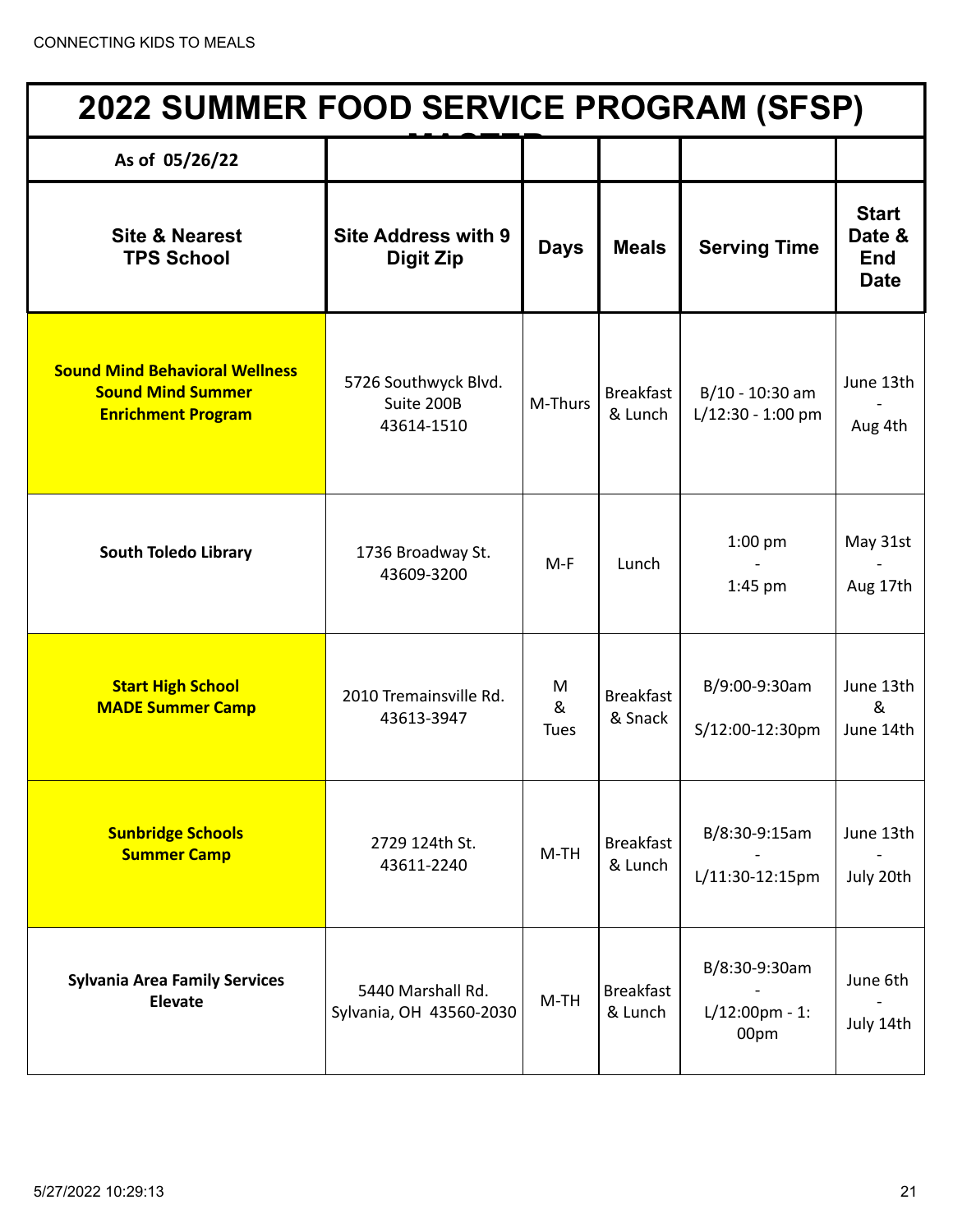# 2022 SUMMER FOOD SERVICE PROGRAM (SFSP)

| As of 05/26/22 | | | | | |
|---|---|---|---|---|---|
| **Site & Nearest TPS School** | **Site Address with 9 Digit Zip** | **Days** | **Meals** | **Serving Time** | **Start Date & End Date** |
| **Sound Mind Behavioral Wellness Sound Mind Summer Enrichment Program** | 5726 Southwyck Blvd. Suite 200B 43614-1510 | M-Thurs | Breakfast & Lunch | B/10 - 10:30 am L/12:30 - 1:00 pm | June 13th - Aug 4th |
| **South Toledo Library** | 1736 Broadway St. 43609-3200 | M-F | Lunch | 1:00 pm - 1:45 pm | May 31st - Aug 17th |
| **Start High School MADE Summer Camp** | 2010 Tremainsville Rd. 43613-3947 | M & Tues | Breakfast & Snack | B/9:00-9:30am S/12:00-12:30pm | June 13th & June 14th |
| **Sunbridge Schools Summer Camp** | 2729 124th St. 43611-2240 | M-TH | Breakfast & Lunch | B/8:30-9:15am - L/11:30-12:15pm | June 13th - July 20th |
| **Sylvania Area Family Services Elevate** | 5440 Marshall Rd. Sylvania, OH 43560-2030 | M-TH | Breakfast & Lunch | B/8:30-9:30am - L/12:00pm - 1:00pm | June 6th - July 14th |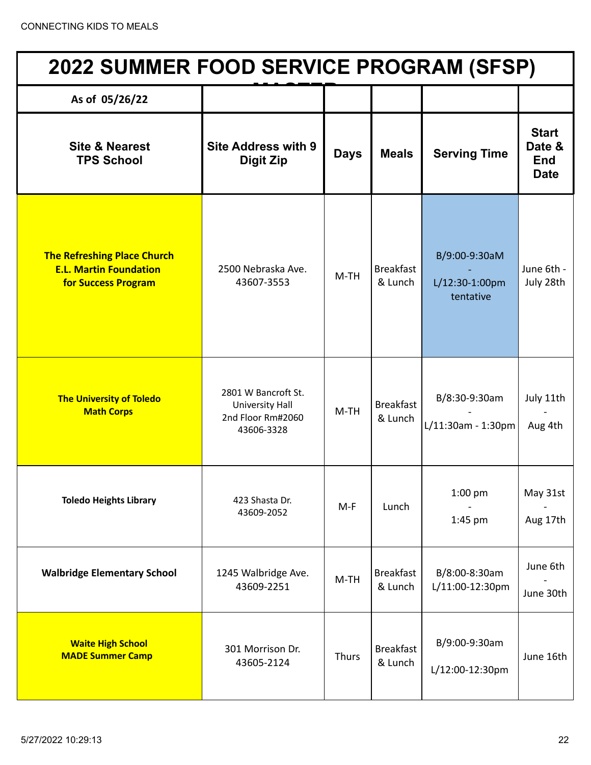# 2022 SUMMER FOOD SERVICE PROGRAM (SFSP)

| As of 05/26/22 | | | | | |
|---|---|---|---|---|---|
| **Site & Nearest TPS School** | **Site Address with 9 Digit Zip** | **Days** | **Meals** | **Serving Time** | **Start Date & End Date** |
| **The Refreshing Place Church E.L. Martin Foundation for Success Program** | 2500 Nebraska Ave. 43607-3553 | M-TH | Breakfast & Lunch | B/9:00-9:30aM - L/12:30-1:00pm tentative | June 6th - July 28th |
| **The University of Toledo Math Corps** | 2801 W Bancroft St. University Hall 2nd Floor Rm#2060 43606-3328 | M-TH | Breakfast & Lunch | B/8:30-9:30am - L/11:30am - 1:30pm | July 11th - Aug 4th |
| **Toledo Heights Library** | 423 Shasta Dr. 43609-2052 | M-F | Lunch | 1:00 pm - 1:45 pm | May 31st - Aug 17th |
| **Walbridge Elementary School** | 1245 Walbridge Ave. 43609-2251 | M-TH | Breakfast & Lunch | B/8:00-8:30am L/11:00-12:30pm | June 6th - June 30th |
| **Waite High School MADE Summer Camp** | 301 Morrison Dr. 43605-2124 | Thurs | Breakfast & Lunch | B/9:00-9:30am L/12:00-12:30pm | June 16th |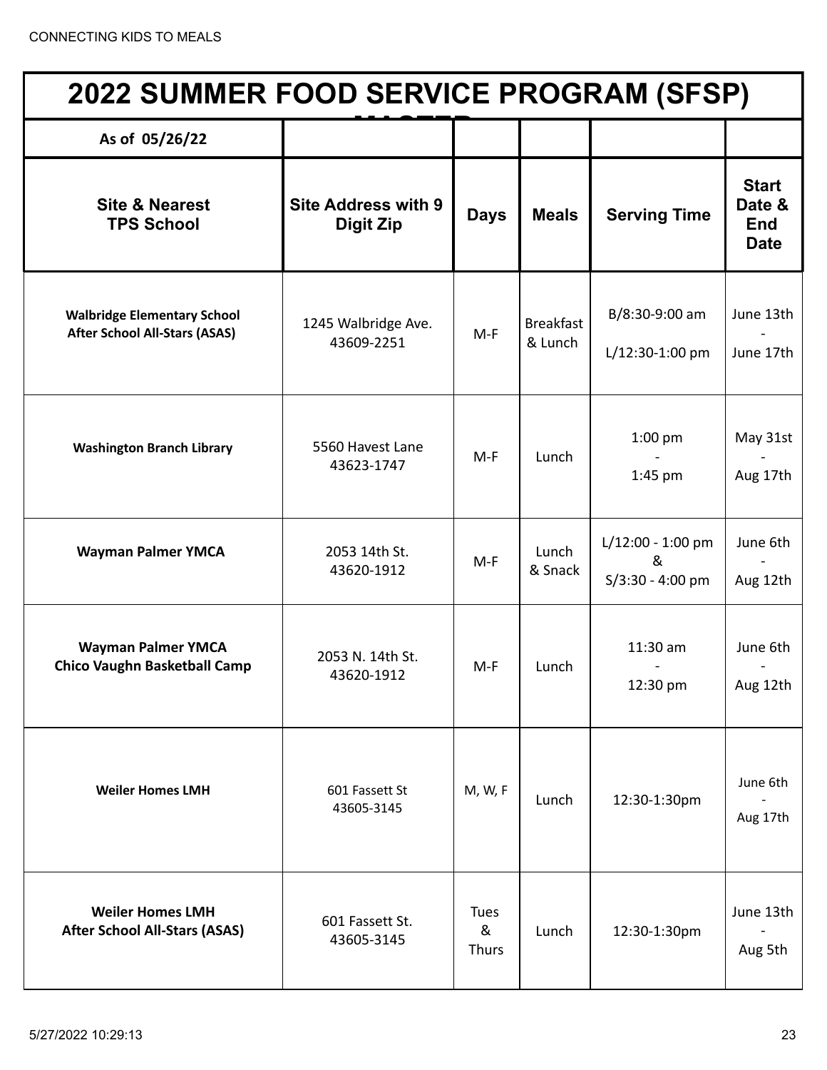# 2022 SUMMER FOOD SERVICE PROGRAM (SFSP) MASTER

| As of 05/26/22 | | | | | |
|---|---|---|---|---|---|
| **Site & Nearest TPS School** | **Site Address with 9 Digit Zip** | **Days** | **Meals** | **Serving Time** | **Start Date & End Date** |
| **Walbridge Elementary School After School All-Stars (ASAS)** | 1245 Walbridge Ave. 43609-2251 | M-F | Breakfast & Lunch | B/8:30-9:00 am L/12:30-1:00 pm | June 13th - June 17th |
| **Washington Branch Library** | 5560 Havest Lane 43623-1747 | M-F | Lunch | 1:00 pm - 1:45 pm | May 31st - Aug 17th |
| **Wayman Palmer YMCA** | 2053 14th St. 43620-1912 | M-F | Lunch & Snack | L/12:00 - 1:00 pm & S/3:30 - 4:00 pm | June 6th - Aug 12th |
| **Wayman Palmer YMCA Chico Vaughn Basketball Camp** | 2053 N. 14th St. 43620-1912 | M-F | Lunch | 11:30 am - 12:30 pm | June 6th - Aug 12th |
| **Weiler Homes LMH** | 601 Fassett St 43605-3145 | M, W, F | Lunch | 12:30-1:30pm | June 6th - Aug 17th |
| **Weiler Homes LMH After School All-Stars (ASAS)** | 601 Fassett St. 43605-3145 | Tues & Thurs | Lunch | 12:30-1:30pm | June 13th - Aug 5th |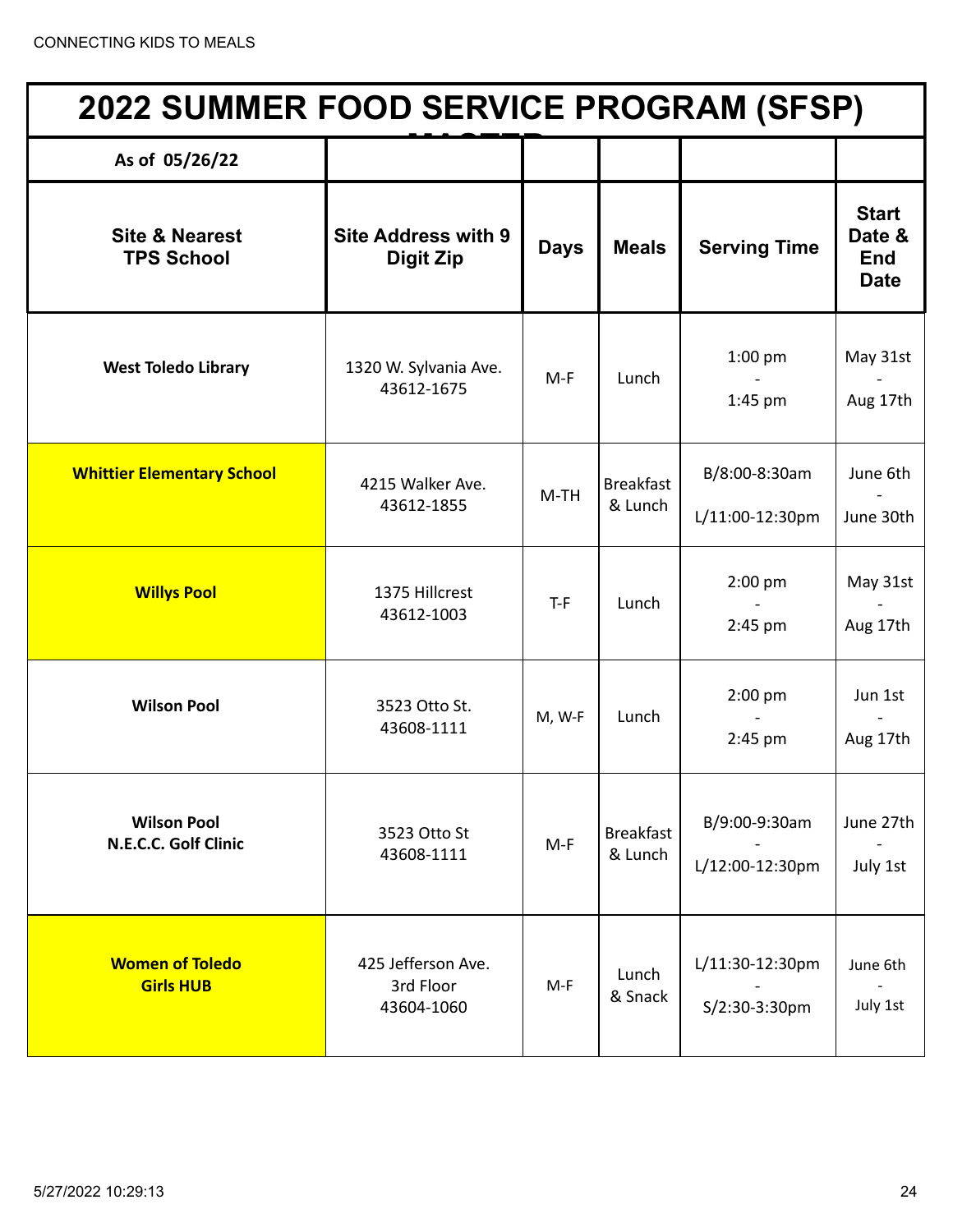# 2022 SUMMER FOOD SERVICE PROGRAM (SFSP)

| As of 05/26/22 | | | | | |
|---|---|---|---|---|---|
| **Site & Nearest TPS School** | **Site Address with 9 Digit Zip** | **Days** | **Meals** | **Serving Time** | **Start Date & End Date** |
| **West Toledo Library** | 1320 W. Sylvania Ave. 43612-1675 | M-F | Lunch | 1:00 pm - 1:45 pm | May 31st - Aug 17th |
| **Whittier Elementary School** | 4215 Walker Ave. 43612-1855 | M-TH | Breakfast & Lunch | B/8:00-8:30am L/11:00-12:30pm | June 6th - June 30th |
| **Willys Pool** | 1375 Hillcrest 43612-1003 | T-F | Lunch | 2:00 pm - 2:45 pm | May 31st - Aug 17th |
| **Wilson Pool** | 3523 Otto St. 43608-1111 | M, W-F | Lunch | 2:00 pm - 2:45 pm | Jun 1st - Aug 17th |
| **Wilson Pool N.E.C.C. Golf Clinic** | 3523 Otto St 43608-1111 | M-F | Breakfast & Lunch | B/9:00-9:30am - L/12:00-12:30pm | June 27th - July 1st |
| **Women of Toledo Girls HUB** | 425 Jefferson Ave. 3rd Floor 43604-1060 | M-F | Lunch & Snack | L/11:30-12:30pm - S/2:30-3:30pm | June 6th - July 1st |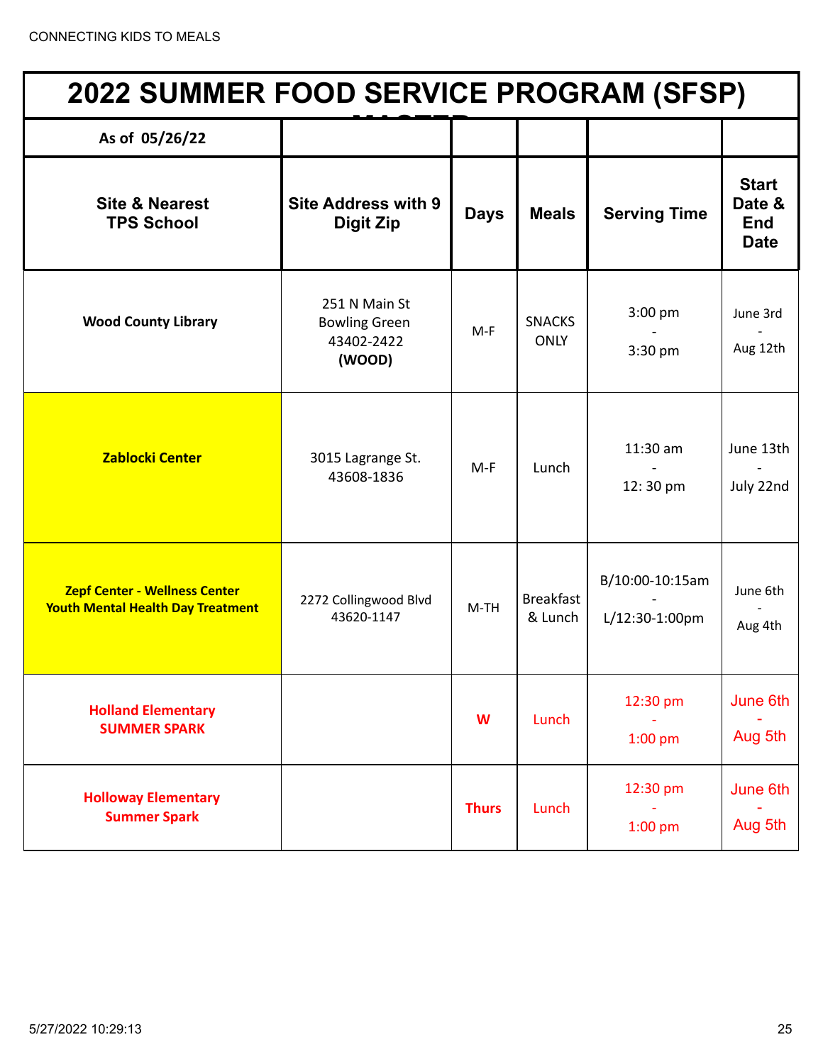CONNECTING KIDS TO MEALS

# 2022 SUMMER FOOD SERVICE PROGRAM (SFSP)

| As of 05/26/22 | | | | | |
|---|---|---|---|---|---|
| **Site & Nearest TPS School** | **Site Address with 9 Digit Zip** | **Days** | **Meals** | **Serving Time** | **Start Date & End Date** |
| **Wood County Library** | 251 N Main St Bowling Green 43402-2422 **(WOOD)** | M-F | SNACKS ONLY | 3:00 pm - 3:30 pm | June 3rd - Aug 12th |
| **Zablocki Center** | 3015 Lagrange St. 43608-1836 | M-F | Lunch | 11:30 am - 12: 30 pm | June 13th - July 22nd |
| **Zepf Center - Wellness Center Youth Mental Health Day Treatment** | 2272 Collingwood Blvd 43620-1147 | M-TH | Breakfast & Lunch | B/10:00-10:15am - L/12:30-1:00pm | June 6th - Aug 4th |
| **Holland Elementary SUMMER SPARK** | | **W** | Lunch | 12:30 pm - 1:00 pm | June 6th - Aug 5th |
| **Holloway Elementary Summer Spark** | | **Thurs** | Lunch | 12:30 pm - 1:00 pm | June 6th - Aug 5th |

5/27/2022 10:29:13